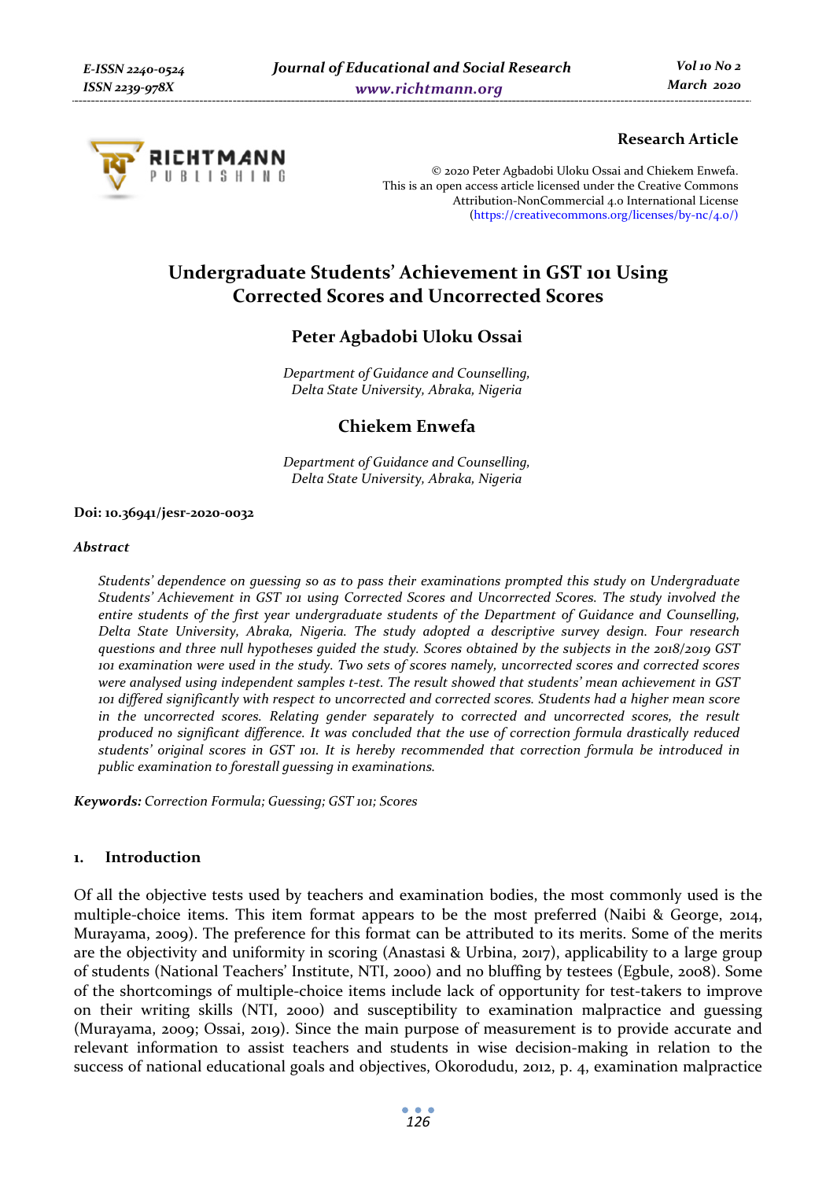Research Article

© 2020 Peter Agbadobi Uloku Ossai and Chiekem Enwefa.
This is an open access article licensed under the Creative Commons Attribution-NonCommercial 4.0 International License (https://creativecommons.org/licenses/by-nc/4.0/)

# Undergraduate Students' Achievement in GST 101 Using Corrected Scores and Uncorrected Scores

## Peter Agbadobi Uloku Ossai

*Department of Guidance and Counselling, Delta State University, Abraka, Nigeria*

## Chiekem Enwefa

*Department of Guidance and Counselling, Delta State University, Abraka, Nigeria*

**Doi: 10.36941/jesr-2020-0032**

### *Abstract*

*Students' dependence on guessing so as to pass their examinations prompted this study on Undergraduate Students' Achievement in GST 101 using Corrected Scores and Uncorrected Scores. The study involved the entire students of the first year undergraduate students of the Department of Guidance and Counselling, Delta State University, Abraka, Nigeria. The study adopted a descriptive survey design. Four research questions and three null hypotheses guided the study. Scores obtained by the subjects in the 2018/2019 GST 101 examination were used in the study. Two sets of scores namely, uncorrected scores and corrected scores were analysed using independent samples t-test. The result showed that students' mean achievement in GST 101 differed significantly with respect to uncorrected and corrected scores. Students had a higher mean score in the uncorrected scores. Relating gender separately to corrected and uncorrected scores, the result produced no significant difference. It was concluded that the use of correction formula drastically reduced students' original scores in GST 101. It is hereby recommended that correction formula be introduced in public examination to forestall guessing in examinations.*

***Keywords:*** *Correction Formula; Guessing; GST 101; Scores*

## 1. Introduction

Of all the objective tests used by teachers and examination bodies, the most commonly used is the multiple-choice items. This item format appears to be the most preferred (Naibi & George, 2014, Murayama, 2009). The preference for this format can be attributed to its merits. Some of the merits are the objectivity and uniformity in scoring (Anastasi & Urbina, 2017), applicability to a large group of students (National Teachers' Institute, NTI, 2000) and no bluffing by testees (Egbule, 2008). Some of the shortcomings of multiple-choice items include lack of opportunity for test-takers to improve on their writing skills (NTI, 2000) and susceptibility to examination malpractice and guessing (Murayama, 2009; Ossai, 2019). Since the main purpose of measurement is to provide accurate and relevant information to assist teachers and students in wise decision-making in relation to the success of national educational goals and objectives, Okorodudu, 2012, p. 4, examination malpractice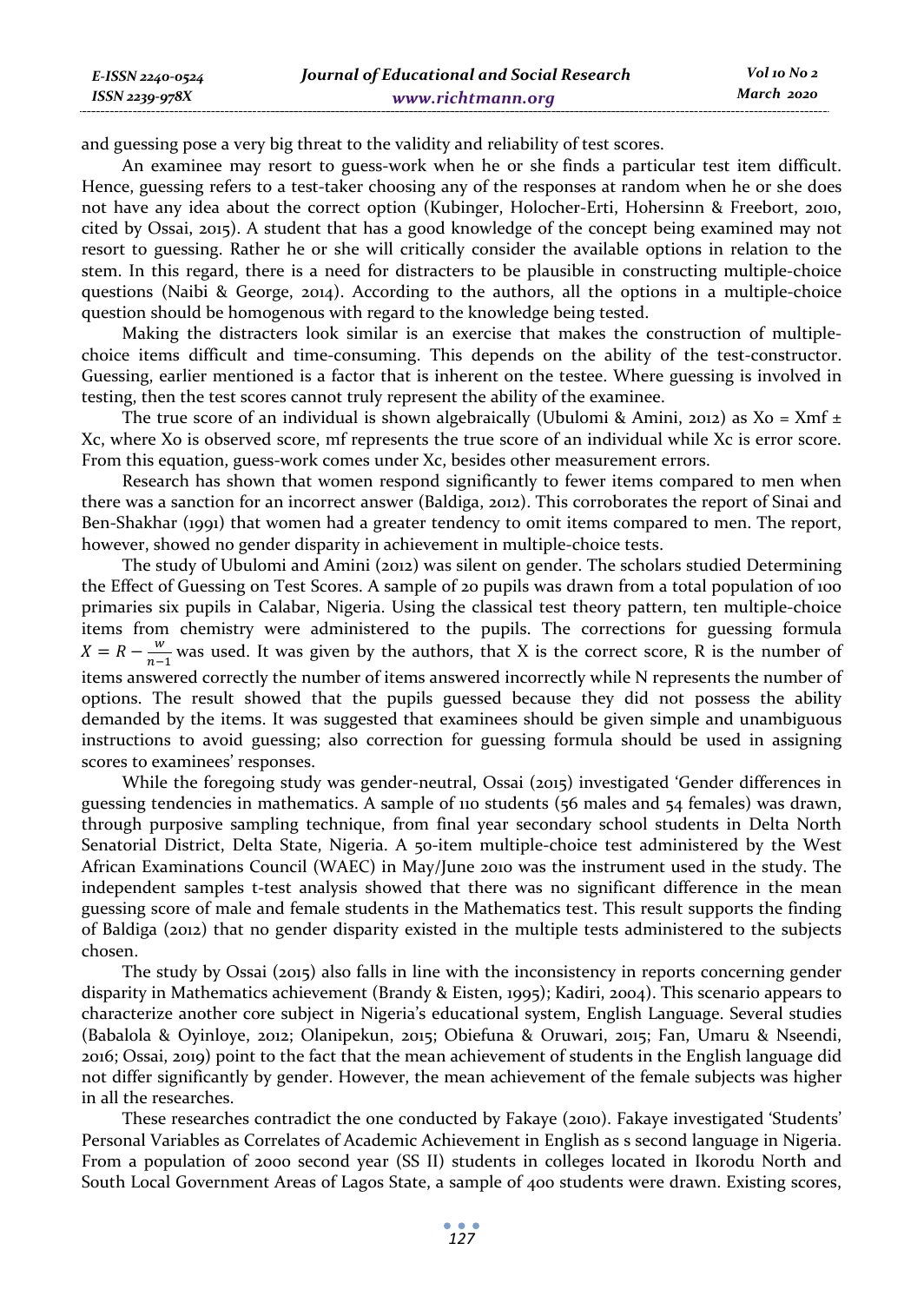and guessing pose a very big threat to the validity and reliability of test scores.

An examinee may resort to guess-work when he or she finds a particular test item difficult. Hence, guessing refers to a test-taker choosing any of the responses at random when he or she does not have any idea about the correct option (Kubinger, Holocher-Erti, Hohersinn & Freebort, 2010, cited by Ossai, 2015). A student that has a good knowledge of the concept being examined may not resort to guessing. Rather he or she will critically consider the available options in relation to the stem. In this regard, there is a need for distracters to be plausible in constructing multiple-choice questions (Naibi & George, 2014). According to the authors, all the options in a multiple-choice question should be homogenous with regard to the knowledge being tested.

Making the distracters look similar is an exercise that makes the construction of multiple-choice items difficult and time-consuming. This depends on the ability of the test-constructor. Guessing, earlier mentioned is a factor that is inherent on the testee. Where guessing is involved in testing, then the test scores cannot truly represent the ability of the examinee.

The true score of an individual is shown algebraically (Ubulomi & Amini, 2012) as Xo = Xmf ± Xc, where Xo is observed score, mf represents the true score of an individual while Xc is error score. From this equation, guess-work comes under Xc, besides other measurement errors.

Research has shown that women respond significantly to fewer items compared to men when there was a sanction for an incorrect answer (Baldiga, 2012). This corroborates the report of Sinai and Ben-Shakhar (1991) that women had a greater tendency to omit items compared to men. The report, however, showed no gender disparity in achievement in multiple-choice tests.

The study of Ubulomi and Amini (2012) was silent on gender. The scholars studied Determining the Effect of Guessing on Test Scores. A sample of 20 pupils was drawn from a total population of 100 primaries six pupils in Calabar, Nigeria. Using the classical test theory pattern, ten multiple-choice items from chemistry were administered to the pupils. The corrections for guessing formula $X = R - \frac{w}{n-1}$ was used. It was given by the authors, that X is the correct score, R is the number of items answered correctly the number of items answered incorrectly while N represents the number of options. The result showed that the pupils guessed because they did not possess the ability demanded by the items. It was suggested that examinees should be given simple and unambiguous instructions to avoid guessing; also correction for guessing formula should be used in assigning scores to examinees' responses.

While the foregoing study was gender-neutral, Ossai (2015) investigated 'Gender differences in guessing tendencies in mathematics. A sample of 110 students (56 males and 54 females) was drawn, through purposive sampling technique, from final year secondary school students in Delta North Senatorial District, Delta State, Nigeria. A 50-item multiple-choice test administered by the West African Examinations Council (WAEC) in May/June 2010 was the instrument used in the study. The independent samples t-test analysis showed that there was no significant difference in the mean guessing score of male and female students in the Mathematics test. This result supports the finding of Baldiga (2012) that no gender disparity existed in the multiple tests administered to the subjects chosen.

The study by Ossai (2015) also falls in line with the inconsistency in reports concerning gender disparity in Mathematics achievement (Brandy & Eisten, 1995); Kadiri, 2004). This scenario appears to characterize another core subject in Nigeria's educational system, English Language. Several studies (Babalola & Oyinloye, 2012; Olanipekun, 2015; Obiefuna & Oruwari, 2015; Fan, Umaru & Nseendi, 2016; Ossai, 2019) point to the fact that the mean achievement of students in the English language did not differ significantly by gender. However, the mean achievement of the female subjects was higher in all the researches.

These researches contradict the one conducted by Fakaye (2010). Fakaye investigated 'Students' Personal Variables as Correlates of Academic Achievement in English as s second language in Nigeria. From a population of 2000 second year (SS II) students in colleges located in Ikorodu North and South Local Government Areas of Lagos State, a sample of 400 students were drawn. Existing scores,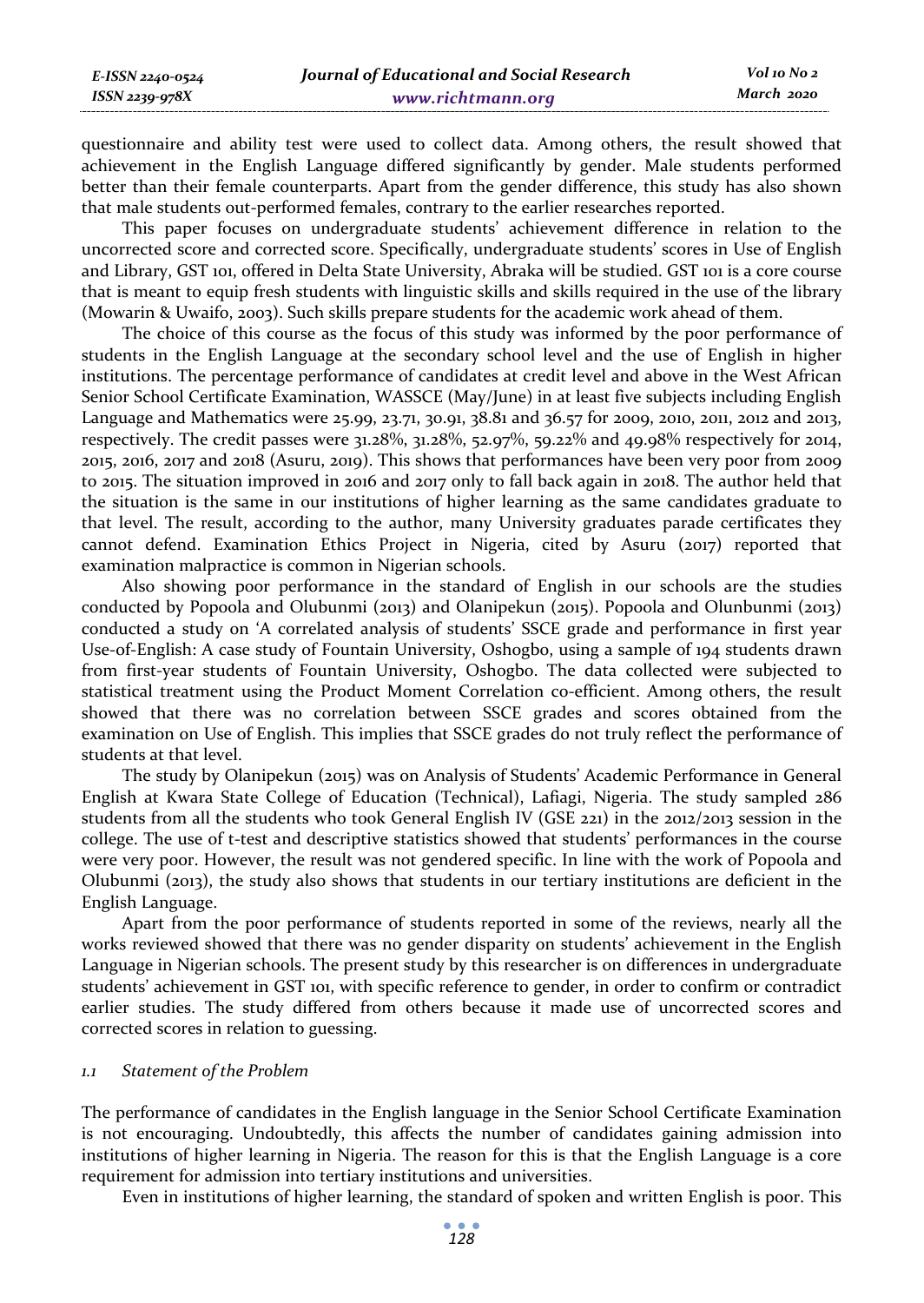questionnaire and ability test were used to collect data. Among others, the result showed that achievement in the English Language differed significantly by gender. Male students performed better than their female counterparts. Apart from the gender difference, this study has also shown that male students out-performed females, contrary to the earlier researches reported.

This paper focuses on undergraduate students' achievement difference in relation to the uncorrected score and corrected score. Specifically, undergraduate students' scores in Use of English and Library, GST 101, offered in Delta State University, Abraka will be studied. GST 101 is a core course that is meant to equip fresh students with linguistic skills and skills required in the use of the library (Mowarin & Uwaifo, 2003). Such skills prepare students for the academic work ahead of them.

The choice of this course as the focus of this study was informed by the poor performance of students in the English Language at the secondary school level and the use of English in higher institutions. The percentage performance of candidates at credit level and above in the West African Senior School Certificate Examination, WASSCE (May/June) in at least five subjects including English Language and Mathematics were 25.99, 23.71, 30.91, 38.81 and 36.57 for 2009, 2010, 2011, 2012 and 2013, respectively. The credit passes were 31.28%, 31.28%, 52.97%, 59.22% and 49.98% respectively for 2014, 2015, 2016, 2017 and 2018 (Asuru, 2019). This shows that performances have been very poor from 2009 to 2015. The situation improved in 2016 and 2017 only to fall back again in 2018. The author held that the situation is the same in our institutions of higher learning as the same candidates graduate to that level. The result, according to the author, many University graduates parade certificates they cannot defend. Examination Ethics Project in Nigeria, cited by Asuru (2017) reported that examination malpractice is common in Nigerian schools.

Also showing poor performance in the standard of English in our schools are the studies conducted by Popoola and Olubunmi (2013) and Olanipekun (2015). Popoola and Olunbunmi (2013) conducted a study on 'A correlated analysis of students' SSCE grade and performance in first year Use-of-English: A case study of Fountain University, Oshogbo, using a sample of 194 students drawn from first-year students of Fountain University, Oshogbo. The data collected were subjected to statistical treatment using the Product Moment Correlation co-efficient. Among others, the result showed that there was no correlation between SSCE grades and scores obtained from the examination on Use of English. This implies that SSCE grades do not truly reflect the performance of students at that level.

The study by Olanipekun (2015) was on Analysis of Students' Academic Performance in General English at Kwara State College of Education (Technical), Lafiagi, Nigeria. The study sampled 286 students from all the students who took General English IV (GSE 221) in the 2012/2013 session in the college. The use of t-test and descriptive statistics showed that students' performances in the course were very poor. However, the result was not gendered specific. In line with the work of Popoola and Olubunmi (2013), the study also shows that students in our tertiary institutions are deficient in the English Language.

Apart from the poor performance of students reported in some of the reviews, nearly all the works reviewed showed that there was no gender disparity on students' achievement in the English Language in Nigerian schools. The present study by this researcher is on differences in undergraduate students' achievement in GST 101, with specific reference to gender, in order to confirm or contradict earlier studies. The study differed from others because it made use of uncorrected scores and corrected scores in relation to guessing.

### *1.1 Statement of the Problem*

The performance of candidates in the English language in the Senior School Certificate Examination is not encouraging. Undoubtedly, this affects the number of candidates gaining admission into institutions of higher learning in Nigeria. The reason for this is that the English Language is a core requirement for admission into tertiary institutions and universities.

Even in institutions of higher learning, the standard of spoken and written English is poor. This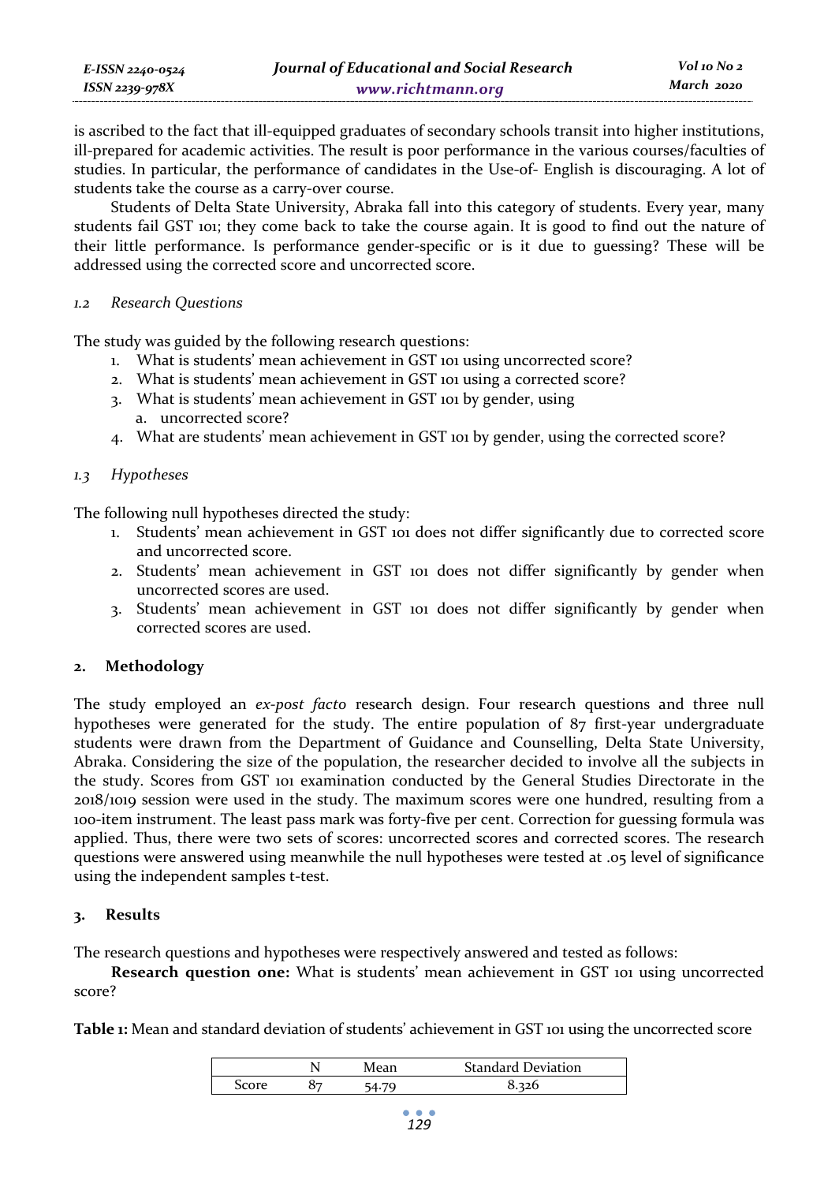is ascribed to the fact that ill-equipped graduates of secondary schools transit into higher institutions, ill-prepared for academic activities. The result is poor performance in the various courses/faculties of studies. In particular, the performance of candidates in the Use-of- English is discouraging. A lot of students take the course as a carry-over course.

Students of Delta State University, Abraka fall into this category of students. Every year, many students fail GST 101; they come back to take the course again. It is good to find out the nature of their little performance. Is performance gender-specific or is it due to guessing? These will be addressed using the corrected score and uncorrected score.

### *1.2 Research Questions*

The study was guided by the following research questions:

1. What is students' mean achievement in GST 101 using uncorrected score?
2. What is students' mean achievement in GST 101 using a corrected score?
3. What is students' mean achievement in GST 101 by gender, using
   a. uncorrected score?
4. What are students' mean achievement in GST 101 by gender, using the corrected score?

### *1.3 Hypotheses*

The following null hypotheses directed the study:

1. Students' mean achievement in GST 101 does not differ significantly due to corrected score and uncorrected score.
2. Students' mean achievement in GST 101 does not differ significantly by gender when uncorrected scores are used.
3. Students' mean achievement in GST 101 does not differ significantly by gender when corrected scores are used.

## 2. Methodology

The study employed an *ex-post facto* research design. Four research questions and three null hypotheses were generated for the study. The entire population of 87 first-year undergraduate students were drawn from the Department of Guidance and Counselling, Delta State University, Abraka. Considering the size of the population, the researcher decided to involve all the subjects in the study. Scores from GST 101 examination conducted by the General Studies Directorate in the 2018/1019 session were used in the study. The maximum scores were one hundred, resulting from a 100-item instrument. The least pass mark was forty-five per cent. Correction for guessing formula was applied. Thus, there were two sets of scores: uncorrected scores and corrected scores. The research questions were answered using meanwhile the null hypotheses were tested at .05 level of significance using the independent samples t-test.

## 3. Results

The research questions and hypotheses were respectively answered and tested as follows:

**Research question one:** What is students' mean achievement in GST 101 using uncorrected score?

**Table 1:** Mean and standard deviation of students' achievement in GST 101 using the uncorrected score

| | N | Mean | Standard Deviation |
|---|---|---|---|
| Score | 87 | 54.79 | 8.326 |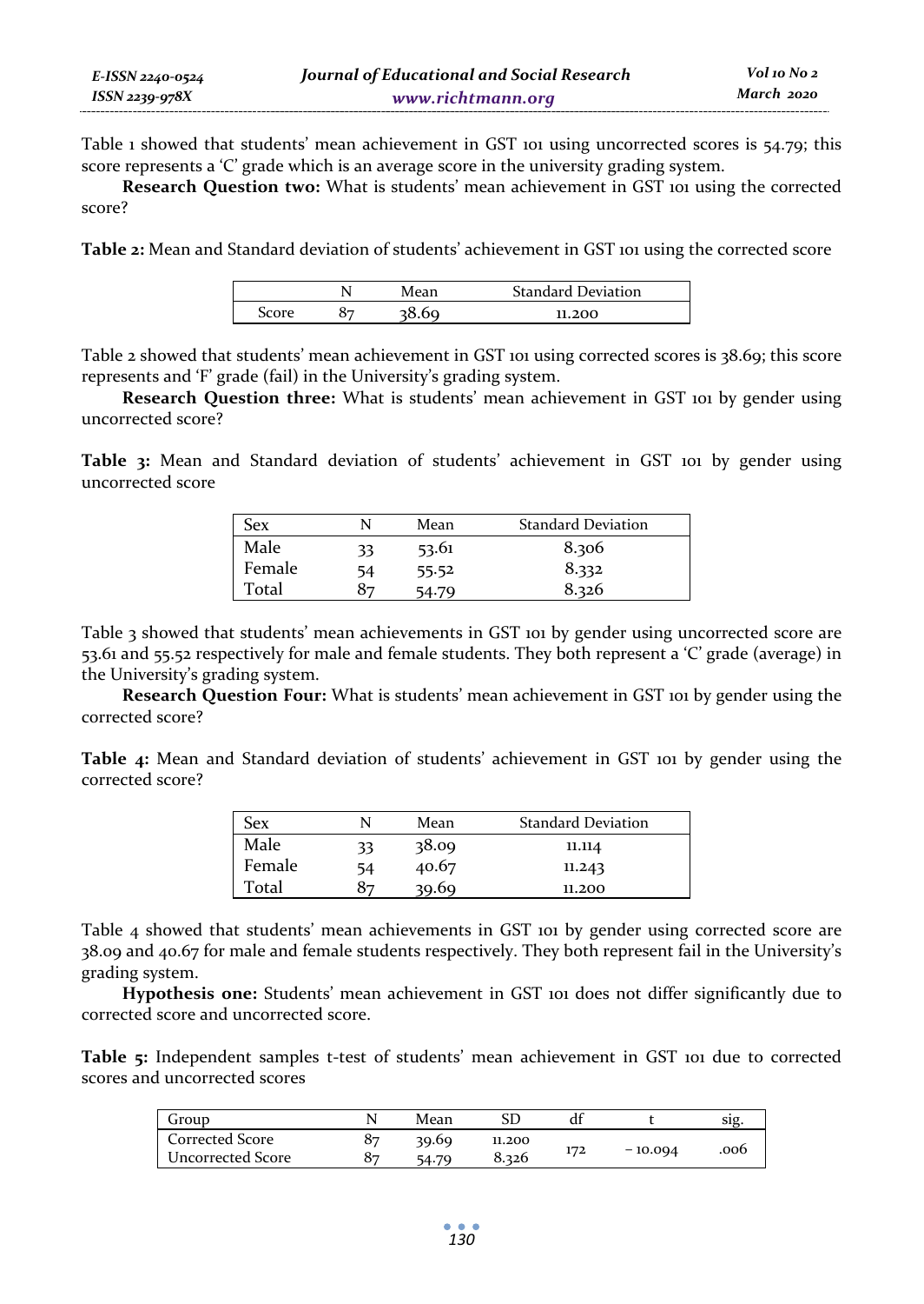Table 1 showed that students' mean achievement in GST 101 using uncorrected scores is 54.79; this score represents a 'C' grade which is an average score in the university grading system.

**Research Question two:** What is students' mean achievement in GST 101 using the corrected score?

**Table 2:** Mean and Standard deviation of students' achievement in GST 101 using the corrected score

| | N | Mean | Standard Deviation |
|---|---|---|---|
| Score | 87 | 38.69 | 11.200 |

Table 2 showed that students' mean achievement in GST 101 using corrected scores is 38.69; this score represents and 'F' grade (fail) in the University's grading system.

**Research Question three:** What is students' mean achievement in GST 101 by gender using uncorrected score?

**Table 3:** Mean and Standard deviation of students' achievement in GST 101 by gender using uncorrected score

| Sex | N | Mean | Standard Deviation |
|---|---|---|---|
| Male | 33 | 53.61 | 8.306 |
| Female | 54 | 55.52 | 8.332 |
| Total | 87 | 54.79 | 8.326 |

Table 3 showed that students' mean achievements in GST 101 by gender using uncorrected score are 53.61 and 55.52 respectively for male and female students. They both represent a 'C' grade (average) in the University's grading system.

**Research Question Four:** What is students' mean achievement in GST 101 by gender using the corrected score?

**Table 4:** Mean and Standard deviation of students' achievement in GST 101 by gender using the corrected score?

| Sex | N | Mean | Standard Deviation |
|---|---|---|---|
| Male | 33 | 38.09 | 11.114 |
| Female | 54 | 40.67 | 11.243 |
| Total | 87 | 39.69 | 11.200 |

Table 4 showed that students' mean achievements in GST 101 by gender using corrected score are 38.09 and 40.67 for male and female students respectively. They both represent fail in the University's grading system.

**Hypothesis one:** Students' mean achievement in GST 101 does not differ significantly due to corrected score and uncorrected score.

**Table 5:** Independent samples t-test of students' mean achievement in GST 101 due to corrected scores and uncorrected scores

| Group | N | Mean | SD | df | t | sig. |
|---|---|---|---|---|---|---|
| Corrected Score | 87 | 39.69 | 11.200 | 172 | − 10.094 | .006 |
| Uncorrected Score | 87 | 54.79 | 8.326 | | | |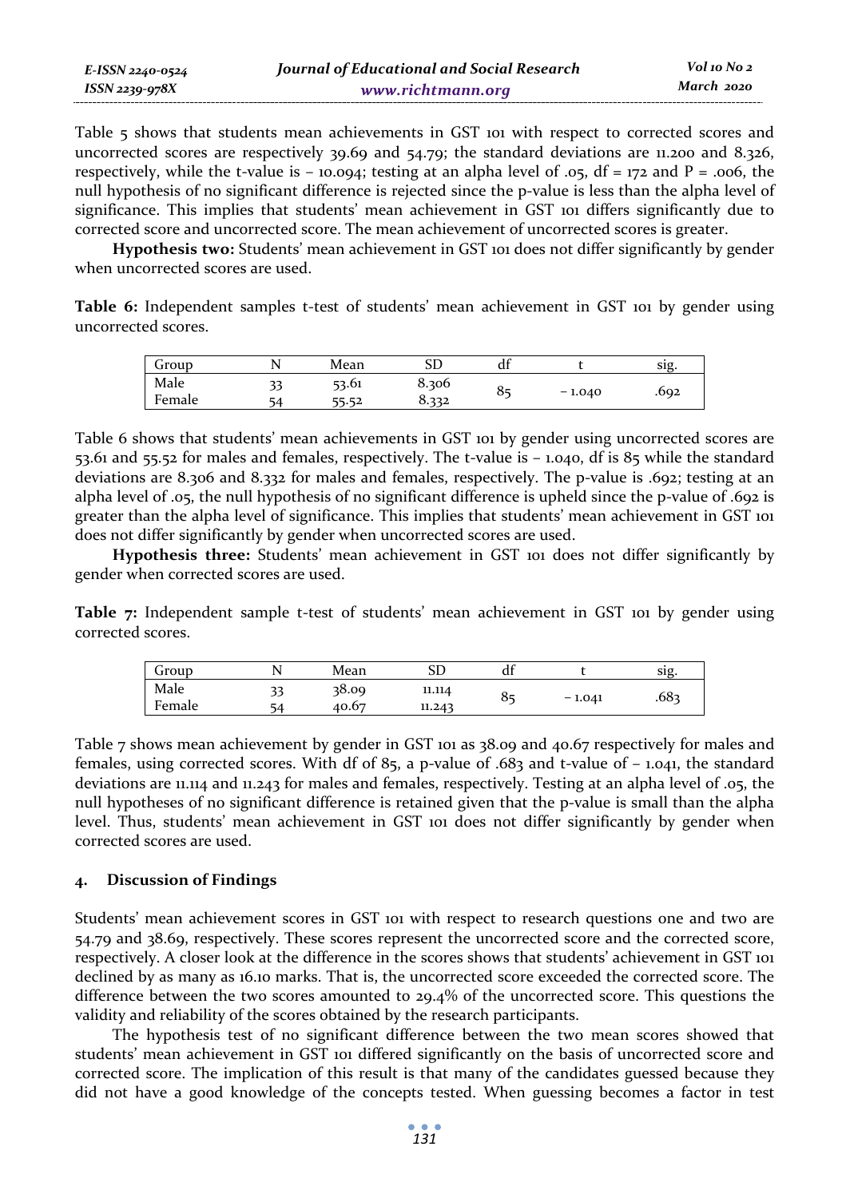Table 5 shows that students mean achievements in GST 101 with respect to corrected scores and uncorrected scores are respectively 39.69 and 54.79; the standard deviations are 11.200 and 8.326, respectively, while the t-value is – 10.094; testing at an alpha level of .05, df = 172 and P = .006, the null hypothesis of no significant difference is rejected since the p-value is less than the alpha level of significance. This implies that students' mean achievement in GST 101 differs significantly due to corrected score and uncorrected score. The mean achievement of uncorrected scores is greater.

**Hypothesis two:** Students' mean achievement in GST 101 does not differ significantly by gender when uncorrected scores are used.

**Table 6:** Independent samples t-test of students' mean achievement in GST 101 by gender using uncorrected scores.

| Group | N | Mean | SD | df | t | sig. |
|---|---|---|---|---|---|---|
| Male | 33 | 53.61 | 8.306 | 85 | – 1.040 | .692 |
| Female | 54 | 55.52 | 8.332 | | | |

Table 6 shows that students' mean achievements in GST 101 by gender using uncorrected scores are 53.61 and 55.52 for males and females, respectively. The t-value is – 1.040, df is 85 while the standard deviations are 8.306 and 8.332 for males and females, respectively. The p-value is .692; testing at an alpha level of .05, the null hypothesis of no significant difference is upheld since the p-value of .692 is greater than the alpha level of significance. This implies that students' mean achievement in GST 101 does not differ significantly by gender when uncorrected scores are used.

**Hypothesis three:** Students' mean achievement in GST 101 does not differ significantly by gender when corrected scores are used.

**Table 7:** Independent sample t-test of students' mean achievement in GST 101 by gender using corrected scores.

| Group | N | Mean | SD | df | t | sig. |
|---|---|---|---|---|---|---|
| Male | 33 | 38.09 | 11.114 | 85 | – 1.041 | .683 |
| Female | 54 | 40.67 | 11.243 | | | |

Table 7 shows mean achievement by gender in GST 101 as 38.09 and 40.67 respectively for males and females, using corrected scores. With df of 85, a p-value of .683 and t-value of – 1.041, the standard deviations are 11.114 and 11.243 for males and females, respectively. Testing at an alpha level of .05, the null hypotheses of no significant difference is retained given that the p-value is small than the alpha level. Thus, students' mean achievement in GST 101 does not differ significantly by gender when corrected scores are used.

## 4. Discussion of Findings

Students' mean achievement scores in GST 101 with respect to research questions one and two are 54.79 and 38.69, respectively. These scores represent the uncorrected score and the corrected score, respectively. A closer look at the difference in the scores shows that students' achievement in GST 101 declined by as many as 16.10 marks. That is, the uncorrected score exceeded the corrected score. The difference between the two scores amounted to 29.4% of the uncorrected score. This questions the validity and reliability of the scores obtained by the research participants.

The hypothesis test of no significant difference between the two mean scores showed that students' mean achievement in GST 101 differed significantly on the basis of uncorrected score and corrected score. The implication of this result is that many of the candidates guessed because they did not have a good knowledge of the concepts tested. When guessing becomes a factor in test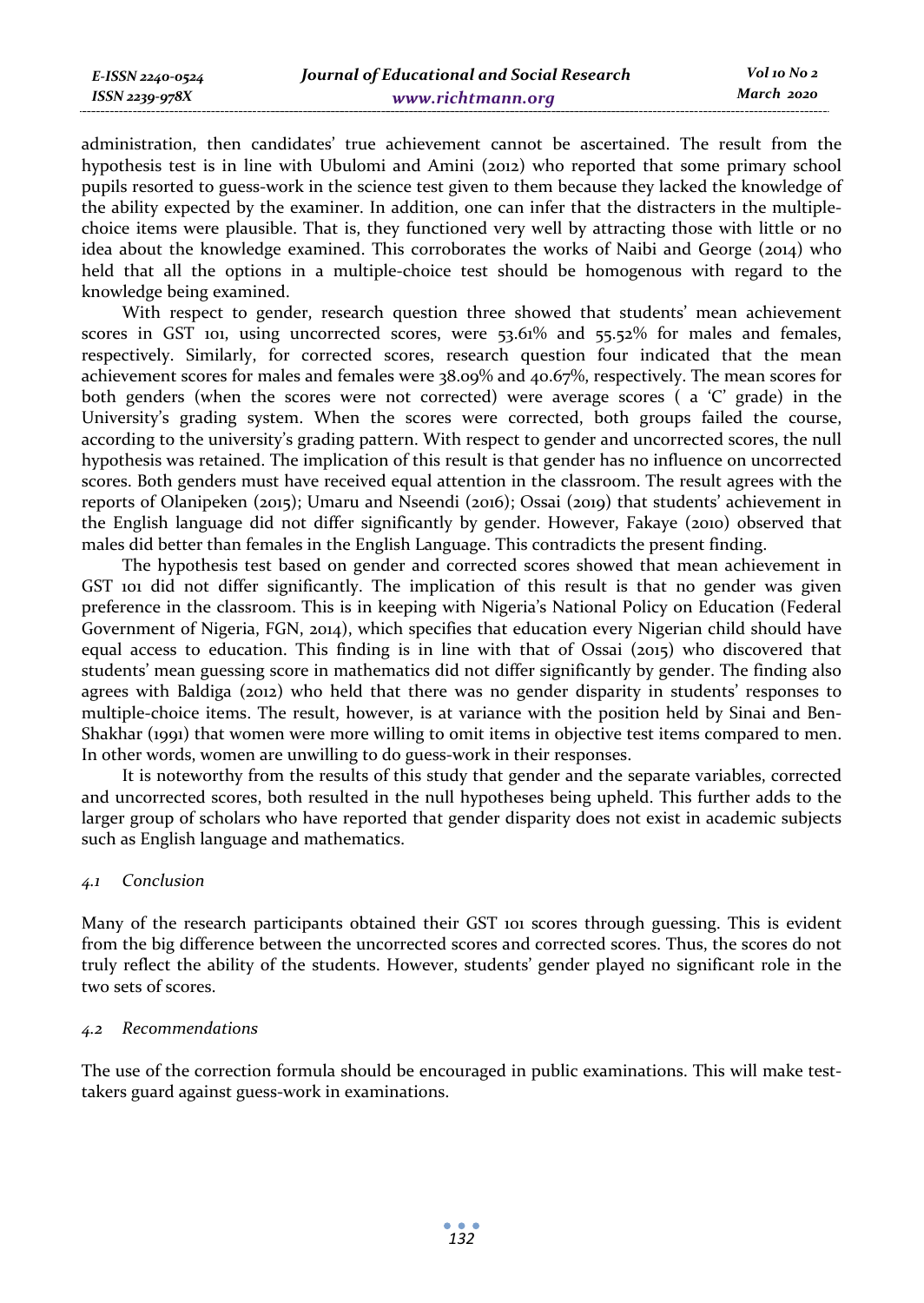administration, then candidates' true achievement cannot be ascertained. The result from the hypothesis test is in line with Ubulomi and Amini (2012) who reported that some primary school pupils resorted to guess-work in the science test given to them because they lacked the knowledge of the ability expected by the examiner. In addition, one can infer that the distracters in the multiple-choice items were plausible. That is, they functioned very well by attracting those with little or no idea about the knowledge examined. This corroborates the works of Naibi and George (2014) who held that all the options in a multiple-choice test should be homogenous with regard to the knowledge being examined.

With respect to gender, research question three showed that students' mean achievement scores in GST 101, using uncorrected scores, were 53.61% and 55.52% for males and females, respectively. Similarly, for corrected scores, research question four indicated that the mean achievement scores for males and females were 38.09% and 40.67%, respectively. The mean scores for both genders (when the scores were not corrected) were average scores ( a 'C' grade) in the University's grading system. When the scores were corrected, both groups failed the course, according to the university's grading pattern. With respect to gender and uncorrected scores, the null hypothesis was retained. The implication of this result is that gender has no influence on uncorrected scores. Both genders must have received equal attention in the classroom. The result agrees with the reports of Olanipeken (2015); Umaru and Nseendi (2016); Ossai (2019) that students' achievement in the English language did not differ significantly by gender. However, Fakaye (2010) observed that males did better than females in the English Language. This contradicts the present finding.

The hypothesis test based on gender and corrected scores showed that mean achievement in GST 101 did not differ significantly. The implication of this result is that no gender was given preference in the classroom. This is in keeping with Nigeria's National Policy on Education (Federal Government of Nigeria, FGN, 2014), which specifies that education every Nigerian child should have equal access to education. This finding is in line with that of Ossai (2015) who discovered that students' mean guessing score in mathematics did not differ significantly by gender. The finding also agrees with Baldiga (2012) who held that there was no gender disparity in students' responses to multiple-choice items. The result, however, is at variance with the position held by Sinai and Ben-Shakhar (1991) that women were more willing to omit items in objective test items compared to men. In other words, women are unwilling to do guess-work in their responses.

It is noteworthy from the results of this study that gender and the separate variables, corrected and uncorrected scores, both resulted in the null hypotheses being upheld. This further adds to the larger group of scholars who have reported that gender disparity does not exist in academic subjects such as English language and mathematics.

### *4.1 Conclusion*

Many of the research participants obtained their GST 101 scores through guessing. This is evident from the big difference between the uncorrected scores and corrected scores. Thus, the scores do not truly reflect the ability of the students. However, students' gender played no significant role in the two sets of scores.

### *4.2 Recommendations*

The use of the correction formula should be encouraged in public examinations. This will make test-takers guard against guess-work in examinations.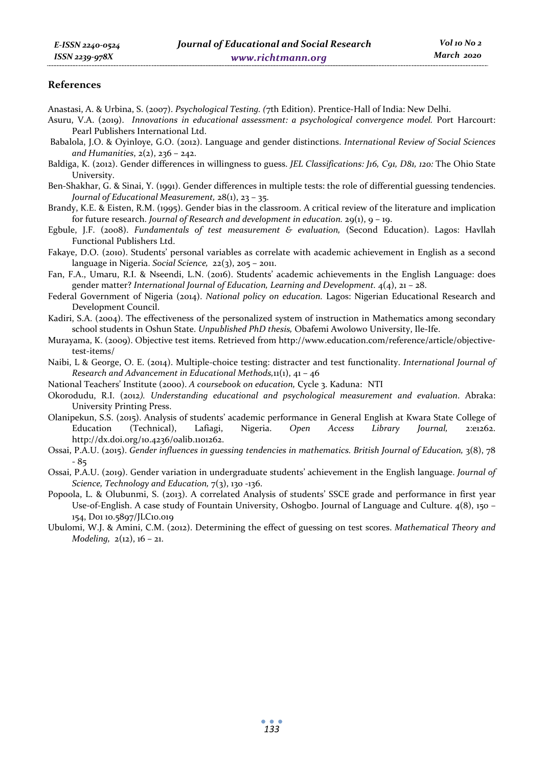## References

Anastasi, A. & Urbina, S. (2007). *Psychological Testing. (*7th Edition). Prentice-Hall of India: New Delhi.

Asuru, V.A. (2019). *Innovations in educational assessment: a psychological convergence model.* Port Harcourt: Pearl Publishers International Ltd.

Babalola, J.O. & Oyinloye, G.O. (2012). Language and gender distinctions. *International Review of Social Sciences and Humanities*, 2(2), 236 – 242.

Baldiga, K. (2012). Gender differences in willingness to guess. *JEL Classifications: J16, C91, D81, 120:* The Ohio State University.

Ben-Shakhar, G. & Sinai, Y. (1991). Gender differences in multiple tests: the role of differential guessing tendencies. *Journal of Educational Measurement*, 28(1), 23 – 35.

Brandy, K.E. & Eisten, R.M. (1995). Gender bias in the classroom. A critical review of the literature and implication for future research. *Journal of Research and development in education.* 29(1), 9 – 19.

Egbule, J.F. (2008). *Fundamentals of test measurement & evaluation,* (Second Education). Lagos: Havllah Functional Publishers Ltd.

Fakaye, D.O. (2010). Students' personal variables as correlate with academic achievement in English as a second language in Nigeria. *Social Science,* 22(3), 205 – 2011.

Fan, F.A., Umaru, R.I. & Nseendi, L.N. (2016). Students' academic achievements in the English Language: does gender matter? *International Journal of Education, Learning and Development.* 4(4), 21 – 28.

Federal Government of Nigeria (2014). *National policy on education.* Lagos: Nigerian Educational Research and Development Council.

Kadiri, S.A. (2004). The effectiveness of the personalized system of instruction in Mathematics among secondary school students in Oshun State. *Unpublished PhD thesis,* Obafemi Awolowo University, Ile-Ife.

Murayama, K. (2009). Objective test items. Retrieved from http://www.education.com/reference/article/objective-test-items/

Naibi, L & George, O. E. (2014). Multiple-choice testing: distracter and test functionality. *International Journal of Research and Advancement in Educational Methods,*11(1), 41 – 46

National Teachers' Institute (2000). *A coursebook on education,* Cycle 3. Kaduna: NTI

Okorodudu, R.I. (2012*). Understanding educational and psychological measurement and evaluation*. Abraka: University Printing Press.

Olanipekun, S.S. (2015). Analysis of students' academic performance in General English at Kwara State College of Education (Technical), Lafiagi, Nigeria. *Open Access Library Journal,* 2:e1262. http://dx.doi.org/10.4236/oalib.1101262.

Ossai, P.A.U. (2015). *Gender influences in guessing tendencies in mathematics. British Journal of Education,* 3(8), 78 - 85

Ossai, P.A.U. (2019). Gender variation in undergraduate students' achievement in the English language. *Journal of Science, Technology and Education,* 7(3), 130 -136.

Popoola, L. & Olubunmi, S. (2013). A correlated Analysis of students' SSCE grade and performance in first year Use-of-English. A case study of Fountain University, Oshogbo. Journal of Language and Culture. 4(8), 150 – 154, Doi 10.5897/JLC10.019

Ubulomi, W.J. & Amini, C.M. (2012). Determining the effect of guessing on test scores. *Mathematical Theory and Modeling,* 2(12), 16 – 21.